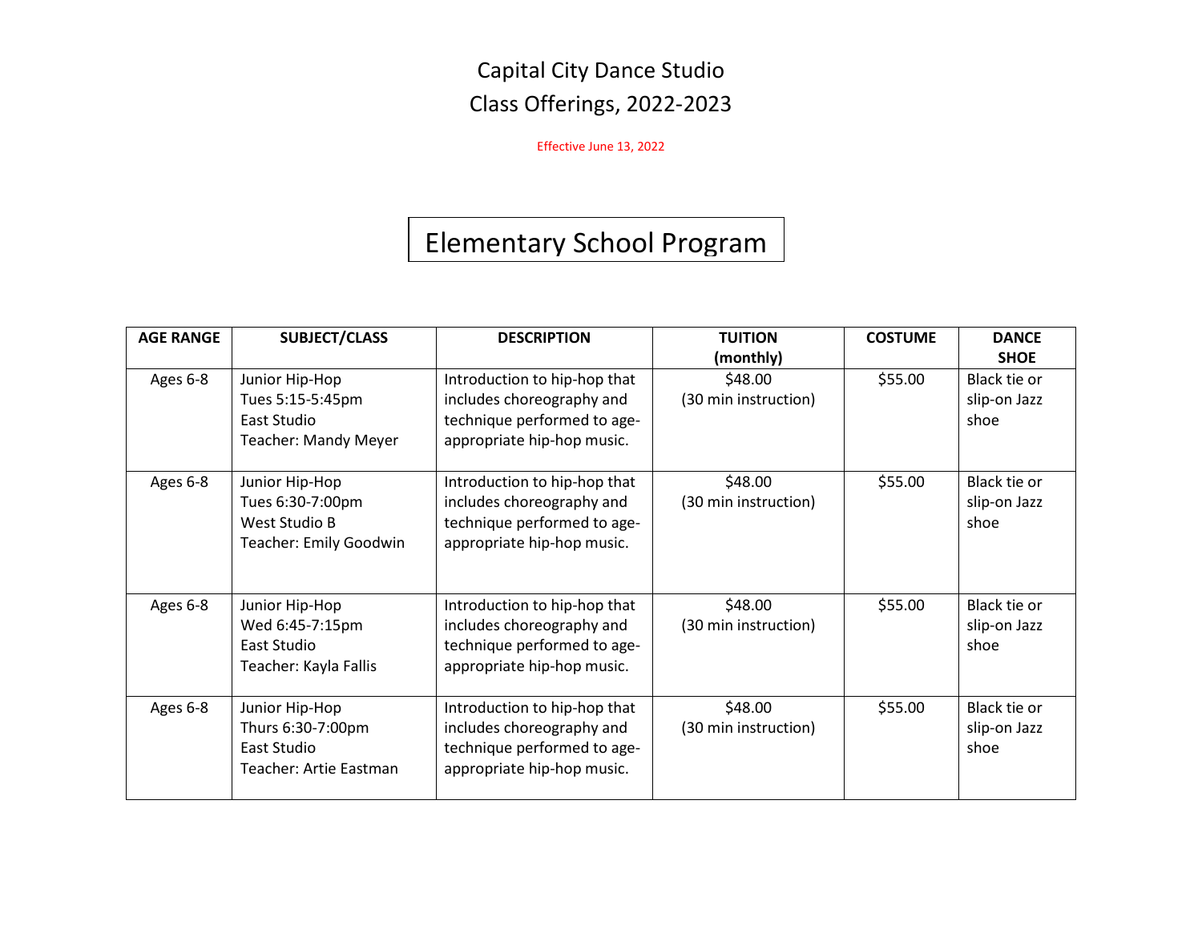# Capital City Dance Studio
# Class Offerings, 2022-2023

Effective June 13, 2022

## Elementary School Program

| AGE RANGE | SUBJECT/CLASS | DESCRIPTION | TUITION (monthly) | COSTUME | DANCE SHOE |
|---|---|---|---|---|---|
| Ages 6-8 | Junior Hip-Hop<br>Tues 5:15-5:45pm<br>East Studio<br>Teacher: Mandy Meyer | Introduction to hip-hop that includes choreography and technique performed to age-appropriate hip-hop music. | $48.00<br>(30 min instruction) | $55.00 | Black tie or slip-on Jazz shoe |
| Ages 6-8 | Junior Hip-Hop<br>Tues 6:30-7:00pm<br>West Studio B<br>Teacher: Emily Goodwin | Introduction to hip-hop that includes choreography and technique performed to age-appropriate hip-hop music. | $48.00<br>(30 min instruction) | $55.00 | Black tie or slip-on Jazz shoe |
| Ages 6-8 | Junior Hip-Hop<br>Wed 6:45-7:15pm<br>East Studio<br>Teacher: Kayla Fallis | Introduction to hip-hop that includes choreography and technique performed to age-appropriate hip-hop music. | $48.00<br>(30 min instruction) | $55.00 | Black tie or slip-on Jazz shoe |
| Ages 6-8 | Junior Hip-Hop<br>Thurs 6:30-7:00pm<br>East Studio<br>Teacher: Artie Eastman | Introduction to hip-hop that includes choreography and technique performed to age-appropriate hip-hop music. | $48.00<br>(30 min instruction) | $55.00 | Black tie or slip-on Jazz shoe |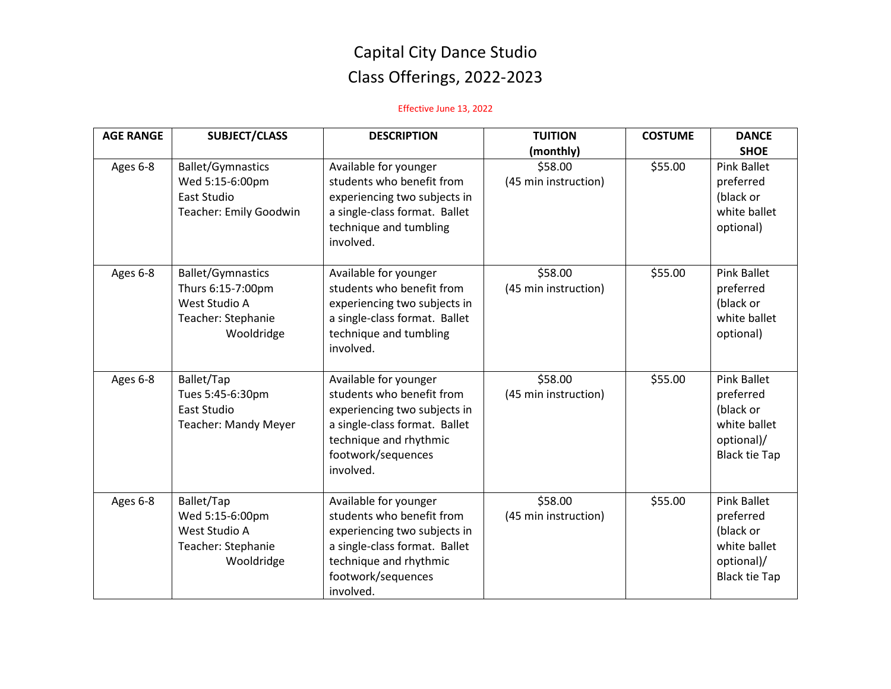# Capital City Dance Studio

## Class Offerings, 2022-2023

Effective June 13, 2022

| AGE RANGE | SUBJECT/CLASS | DESCRIPTION | TUITION (monthly) | COSTUME | DANCE SHOE |
|---|---|---|---|---|---|
| Ages 6-8 | Ballet/Gymnastics<br>Wed 5:15-6:00pm<br>East Studio<br>Teacher: Emily Goodwin | Available for younger students who benefit from experiencing two subjects in a single-class format. Ballet technique and tumbling involved. | $58.00<br>(45 min instruction) | $55.00 | Pink Ballet preferred (black or white ballet optional) |
| Ages 6-8 | Ballet/Gymnastics<br>Thurs 6:15-7:00pm<br>West Studio A<br>Teacher: Stephanie Wooldridge | Available for younger students who benefit from experiencing two subjects in a single-class format. Ballet technique and tumbling involved. | $58.00<br>(45 min instruction) | $55.00 | Pink Ballet preferred (black or white ballet optional) |
| Ages 6-8 | Ballet/Tap<br>Tues 5:45-6:30pm<br>East Studio<br>Teacher: Mandy Meyer | Available for younger students who benefit from experiencing two subjects in a single-class format. Ballet technique and rhythmic footwork/sequences involved. | $58.00<br>(45 min instruction) | $55.00 | Pink Ballet preferred (black or white ballet optional)/ Black tie Tap |
| Ages 6-8 | Ballet/Tap<br>Wed 5:15-6:00pm<br>West Studio A<br>Teacher: Stephanie Wooldridge | Available for younger students who benefit from experiencing two subjects in a single-class format. Ballet technique and rhythmic footwork/sequences involved. | $58.00<br>(45 min instruction) | $55.00 | Pink Ballet preferred (black or white ballet optional)/ Black tie Tap |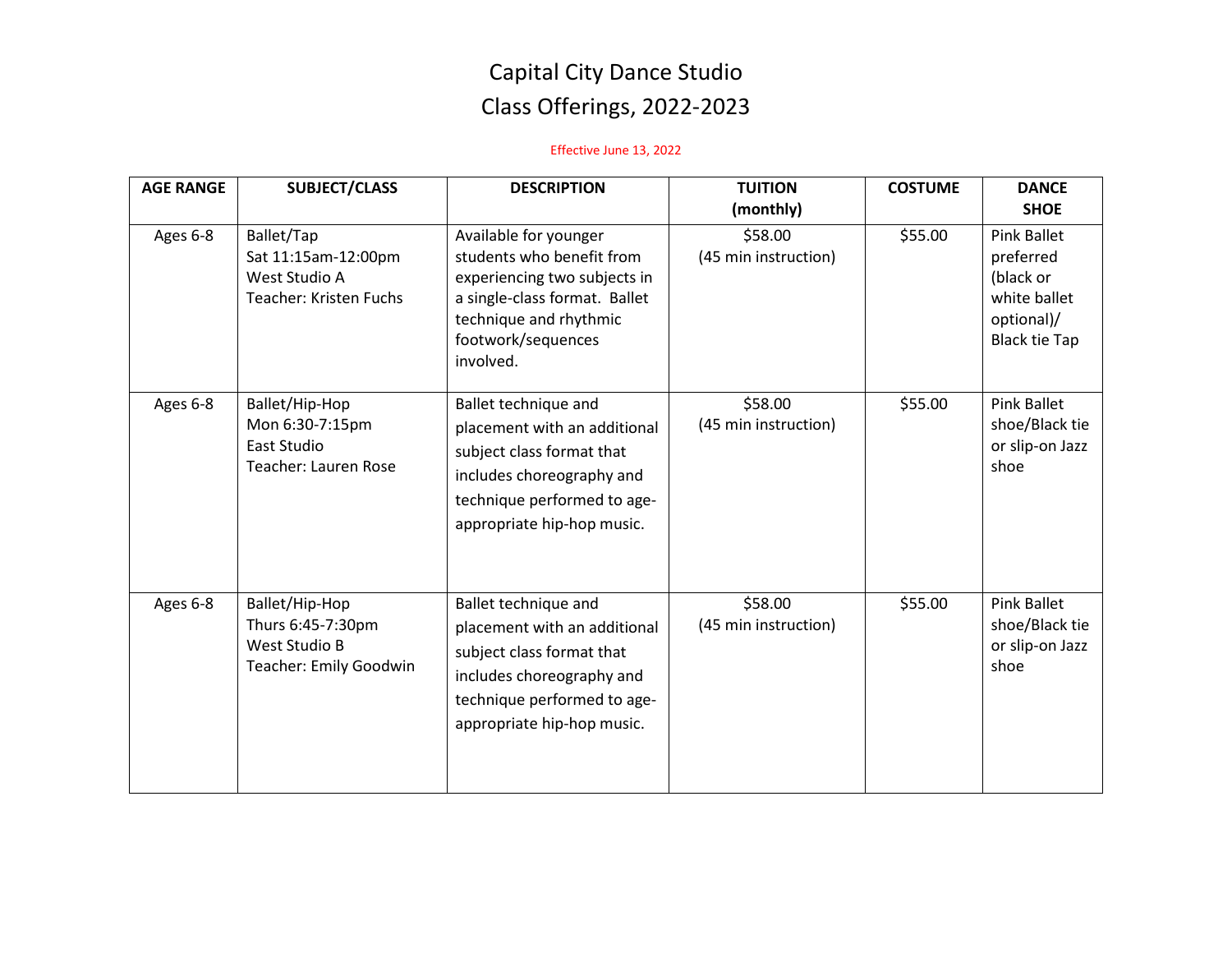# Capital City Dance Studio
## Class Offerings, 2022-2023

Effective June 13, 2022

| AGE RANGE | SUBJECT/CLASS | DESCRIPTION | TUITION (monthly) | COSTUME | DANCE SHOE |
|---|---|---|---|---|---|
| Ages 6-8 | Ballet/Tap<br>Sat 11:15am-12:00pm<br>West Studio A<br>Teacher: Kristen Fuchs | Available for younger students who benefit from experiencing two subjects in a single-class format. Ballet technique and rhythmic footwork/sequences involved. | $58.00<br>(45 min instruction) | $55.00 | Pink Ballet preferred (black or white ballet optional)/ Black tie Tap |
| Ages 6-8 | Ballet/Hip-Hop<br>Mon 6:30-7:15pm<br>East Studio<br>Teacher: Lauren Rose | Ballet technique and placement with an additional subject class format that includes choreography and technique performed to age-appropriate hip-hop music. | $58.00<br>(45 min instruction) | $55.00 | Pink Ballet shoe/Black tie or slip-on Jazz shoe |
| Ages 6-8 | Ballet/Hip-Hop<br>Thurs 6:45-7:30pm<br>West Studio B<br>Teacher: Emily Goodwin | Ballet technique and placement with an additional subject class format that includes choreography and technique performed to age-appropriate hip-hop music. | $58.00<br>(45 min instruction) | $55.00 | Pink Ballet shoe/Black tie or slip-on Jazz shoe |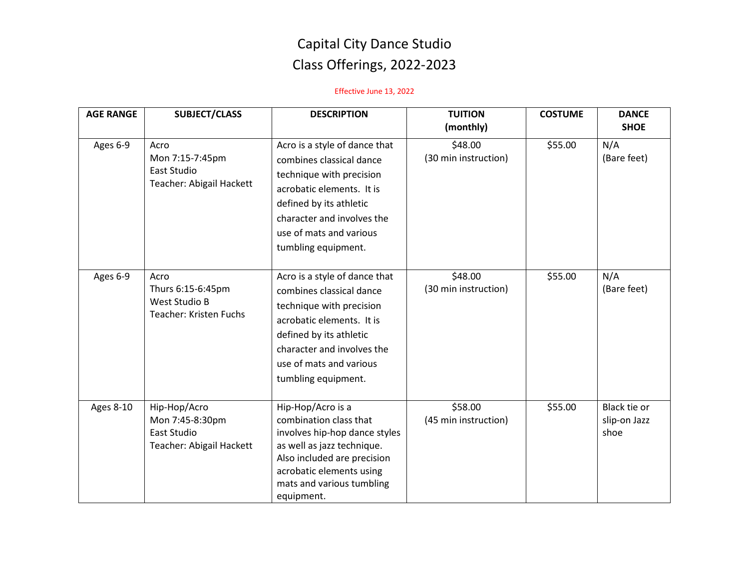# Capital City Dance Studio
## Class Offerings, 2022-2023

Effective June 13, 2022

| AGE RANGE | SUBJECT/CLASS | DESCRIPTION | TUITION (monthly) | COSTUME | DANCE SHOE |
|---|---|---|---|---|---|
| Ages 6-9 | Acro<br>Mon 7:15-7:45pm<br>East Studio<br>Teacher: Abigail Hackett | Acro is a style of dance that combines classical dance technique with precision acrobatic elements. It is defined by its athletic character and involves the use of mats and various tumbling equipment. | $48.00<br>(30 min instruction) | $55.00 | N/A<br>(Bare feet) |
| Ages 6-9 | Acro<br>Thurs 6:15-6:45pm<br>West Studio B<br>Teacher: Kristen Fuchs | Acro is a style of dance that combines classical dance technique with precision acrobatic elements. It is defined by its athletic character and involves the use of mats and various tumbling equipment. | $48.00<br>(30 min instruction) | $55.00 | N/A<br>(Bare feet) |
| Ages 8-10 | Hip-Hop/Acro<br>Mon 7:45-8:30pm<br>East Studio<br>Teacher: Abigail Hackett | Hip-Hop/Acro is a combination class that involves hip-hop dance styles as well as jazz technique. Also included are precision acrobatic elements using mats and various tumbling equipment. | $58.00<br>(45 min instruction) | $55.00 | Black tie or slip-on Jazz shoe |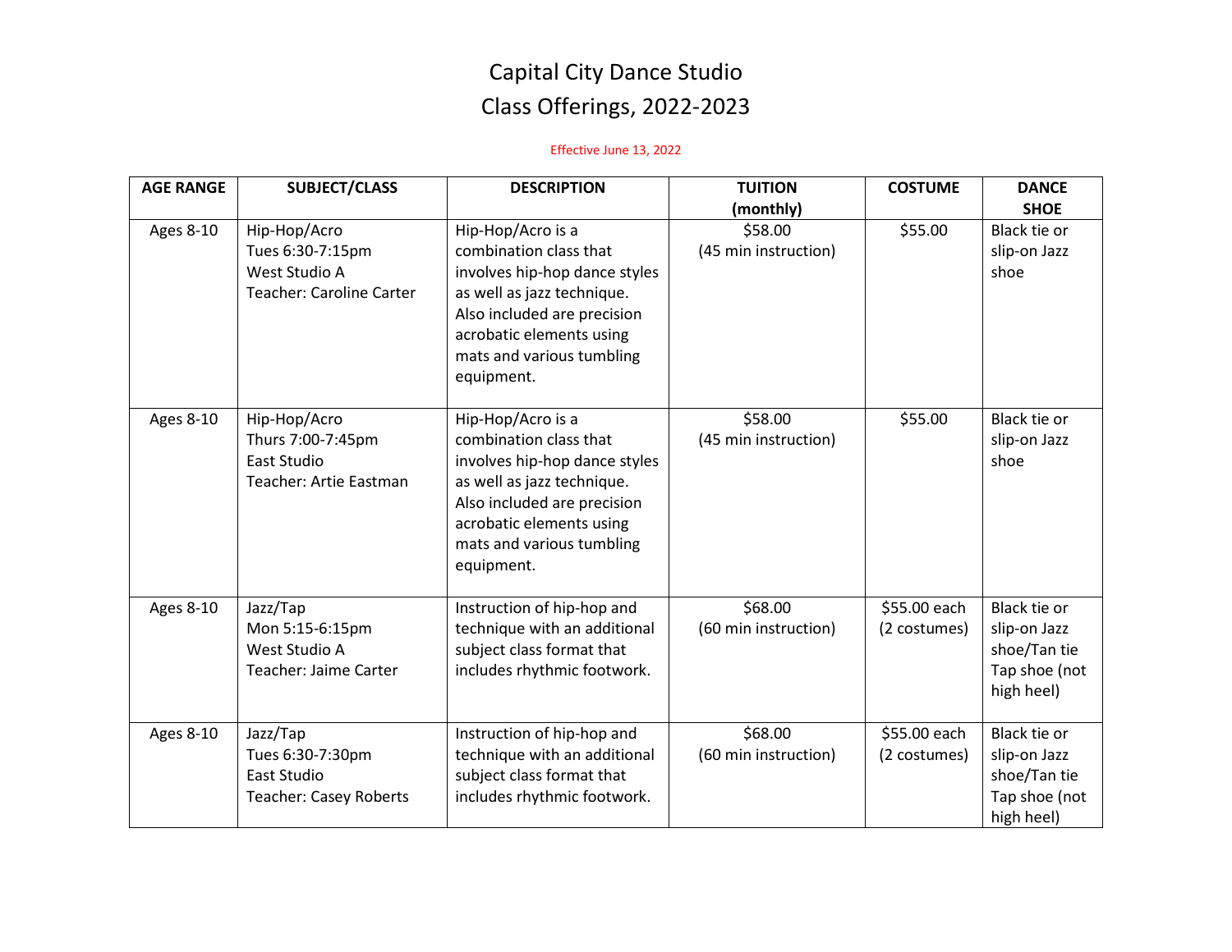# Capital City Dance Studio
# Class Offerings, 2022-2023

Effective June 13, 2022

| AGE RANGE | SUBJECT/CLASS | DESCRIPTION | TUITION (monthly) | COSTUME | DANCE SHOE |
|---|---|---|---|---|---|
| Ages 8-10 | Hip-Hop/Acro<br>Tues 6:30-7:15pm<br>West Studio A<br>Teacher: Caroline Carter | Hip-Hop/Acro is a combination class that involves hip-hop dance styles as well as jazz technique. Also included are precision acrobatic elements using mats and various tumbling equipment. | $58.00<br>(45 min instruction) | $55.00 | Black tie or slip-on Jazz shoe |
| Ages 8-10 | Hip-Hop/Acro<br>Thurs 7:00-7:45pm<br>East Studio<br>Teacher: Artie Eastman | Hip-Hop/Acro is a combination class that involves hip-hop dance styles as well as jazz technique. Also included are precision acrobatic elements using mats and various tumbling equipment. | $58.00<br>(45 min instruction) | $55.00 | Black tie or slip-on Jazz shoe |
| Ages 8-10 | Jazz/Tap<br>Mon 5:15-6:15pm<br>West Studio A<br>Teacher: Jaime Carter | Instruction of hip-hop and technique with an additional subject class format that includes rhythmic footwork. | $68.00<br>(60 min instruction) | $55.00 each<br>(2 costumes) | Black tie or slip-on Jazz shoe/Tan tie Tap shoe (not high heel) |
| Ages 8-10 | Jazz/Tap<br>Tues 6:30-7:30pm<br>East Studio<br>Teacher: Casey Roberts | Instruction of hip-hop and technique with an additional subject class format that includes rhythmic footwork. | $68.00<br>(60 min instruction) | $55.00 each<br>(2 costumes) | Black tie or slip-on Jazz shoe/Tan tie Tap shoe (not high heel) |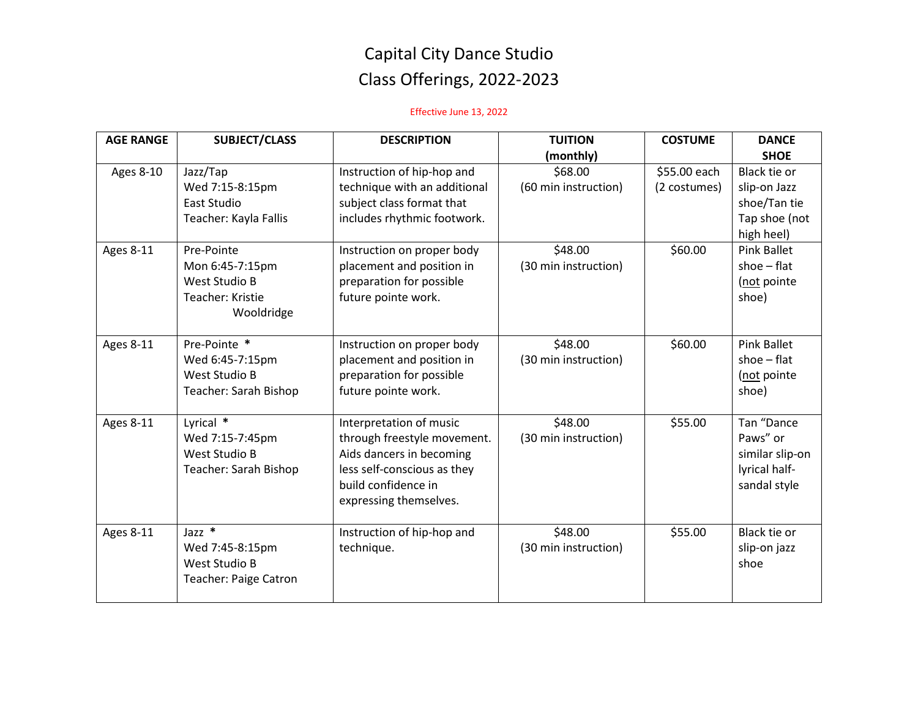# Capital City Dance Studio
## Class Offerings, 2022-2023

Effective June 13, 2022

| AGE RANGE | SUBJECT/CLASS | DESCRIPTION | TUITION (monthly) | COSTUME | DANCE SHOE |
|---|---|---|---|---|---|
| Ages 8-10 | Jazz/Tap<br>Wed 7:15-8:15pm<br>East Studio<br>Teacher: Kayla Fallis | Instruction of hip-hop and technique with an additional subject class format that includes rhythmic footwork. | $68.00<br>(60 min instruction) | $55.00 each<br>(2 costumes) | Black tie or slip-on Jazz shoe/Tan tie Tap shoe (not high heel) |
| Ages 8-11 | Pre-Pointe<br>Mon 6:45-7:15pm<br>West Studio B<br>Teacher: Kristie Wooldridge | Instruction on proper body placement and position in preparation for possible future pointe work. | $48.00<br>(30 min instruction) | $60.00 | Pink Ballet shoe – flat (not pointe shoe) |
| Ages 8-11 | Pre-Pointe *<br>Wed 6:45-7:15pm<br>West Studio B<br>Teacher: Sarah Bishop | Instruction on proper body placement and position in preparation for possible future pointe work. | $48.00<br>(30 min instruction) | $60.00 | Pink Ballet shoe – flat (not pointe shoe) |
| Ages 8-11 | Lyrical *<br>Wed 7:15-7:45pm<br>West Studio B<br>Teacher: Sarah Bishop | Interpretation of music through freestyle movement. Aids dancers in becoming less self-conscious as they build confidence in expressing themselves. | $48.00<br>(30 min instruction) | $55.00 | Tan "Dance Paws" or similar slip-on lyrical half-sandal style |
| Ages 8-11 | Jazz *<br>Wed 7:45-8:15pm<br>West Studio B<br>Teacher: Paige Catron | Instruction of hip-hop and technique. | $48.00<br>(30 min instruction) | $55.00 | Black tie or slip-on jazz shoe |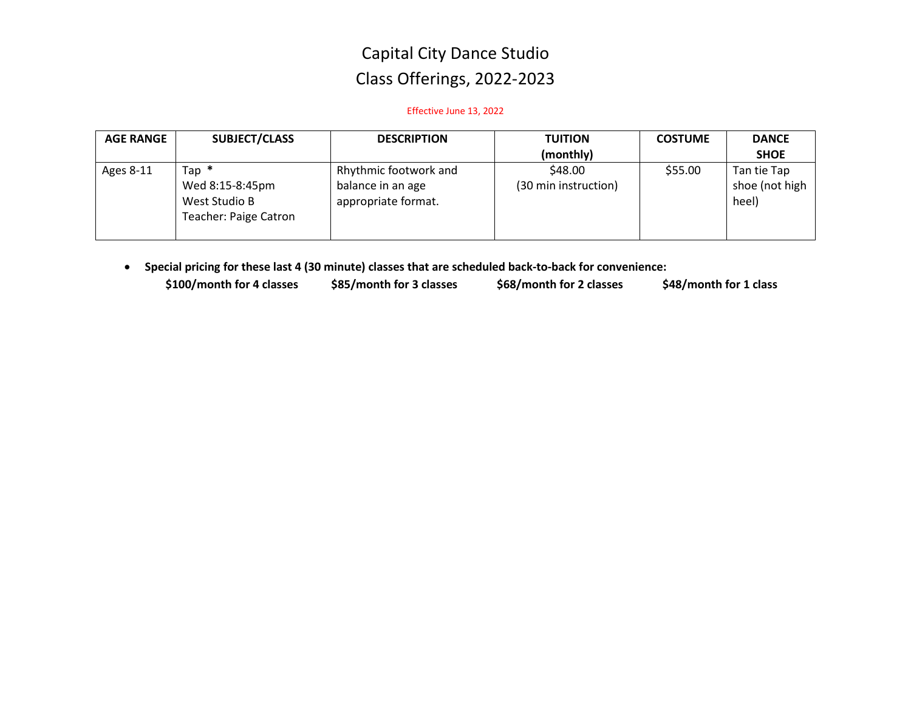# Capital City Dance Studio

# Class Offerings, 2022-2023

Effective June 13, 2022

| AGE RANGE | SUBJECT/CLASS | DESCRIPTION | TUITION (monthly) | COSTUME | DANCE SHOE |
|---|---|---|---|---|---|
| Ages 8-11 | Tap **\***<br>Wed 8:15-8:45pm<br>West Studio B<br>Teacher: Paige Catron | Rhythmic footwork and balance in an age appropriate format. | $48.00<br>(30 min instruction) | $55.00 | Tan tie Tap shoe (not high heel) |

- **Special pricing for these last 4 (30 minute) classes that are scheduled back-to-back for convenience:**

  **$100/month for 4 classes** **$85/month for 3 classes** **$68/month for 2 classes** **$48/month for 1 class**